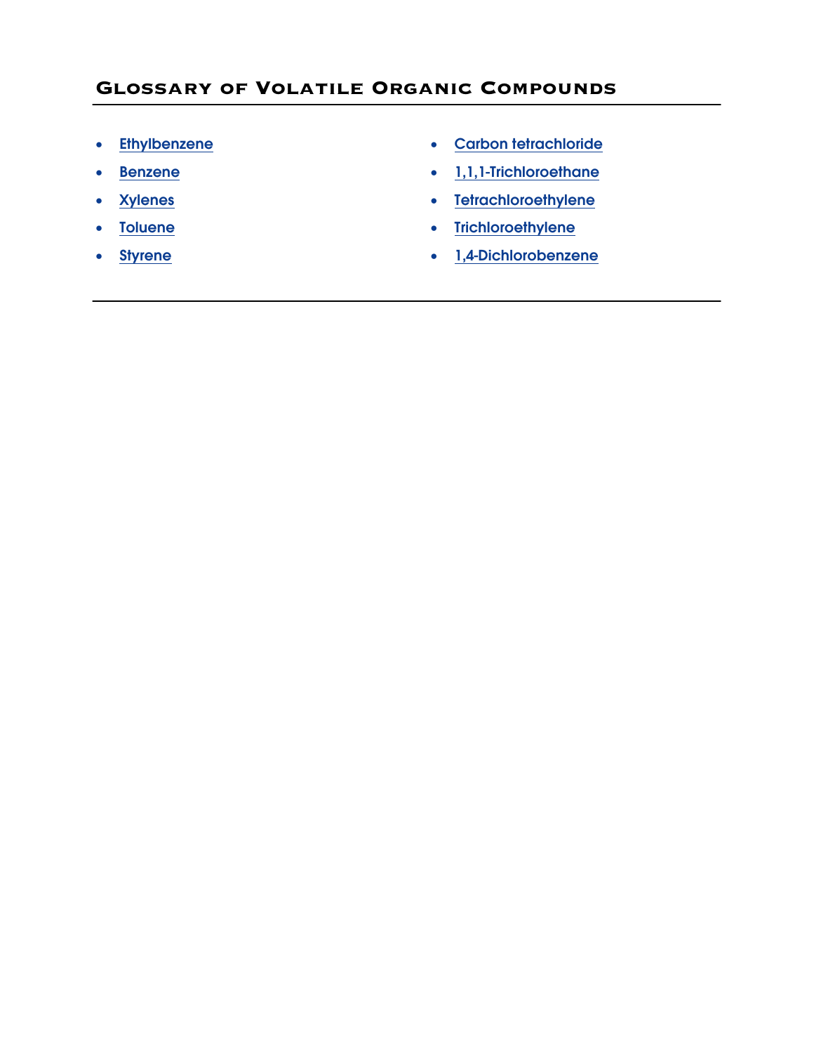## Glossary of Volatile Organic Compounds

- Ethylbenzene
- Benzene
- Xylenes
- Toluene
- Styrene
- Carbon tetrachloride
- 1,1,1-Trichloroethane
- Tetrachloroethylene
- Trichloroethylene
- 1,4-Dichlorobenzene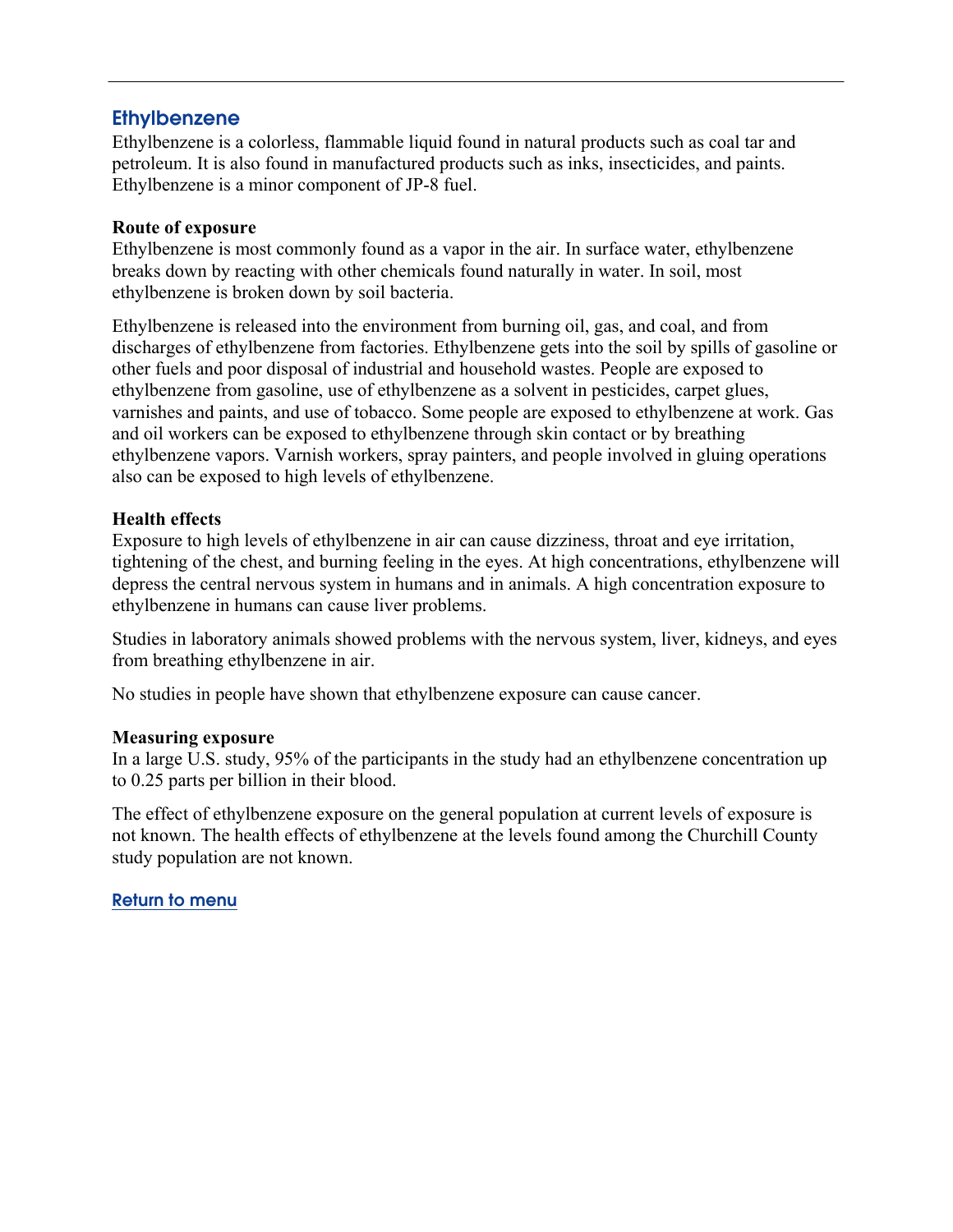## Ethylbenzene

Ethylbenzene is a colorless, flammable liquid found in natural products such as coal tar and petroleum. It is also found in manufactured products such as inks, insecticides, and paints. Ethylbenzene is a minor component of JP-8 fuel.

**Route of exposure**

Ethylbenzene is most commonly found as a vapor in the air. In surface water, ethylbenzene breaks down by reacting with other chemicals found naturally in water. In soil, most ethylbenzene is broken down by soil bacteria.

Ethylbenzene is released into the environment from burning oil, gas, and coal, and from discharges of ethylbenzene from factories. Ethylbenzene gets into the soil by spills of gasoline or other fuels and poor disposal of industrial and household wastes. People are exposed to ethylbenzene from gasoline, use of ethylbenzene as a solvent in pesticides, carpet glues, varnishes and paints, and use of tobacco. Some people are exposed to ethylbenzene at work. Gas and oil workers can be exposed to ethylbenzene through skin contact or by breathing ethylbenzene vapors. Varnish workers, spray painters, and people involved in gluing operations also can be exposed to high levels of ethylbenzene.

**Health effects**

Exposure to high levels of ethylbenzene in air can cause dizziness, throat and eye irritation, tightening of the chest, and burning feeling in the eyes. At high concentrations, ethylbenzene will depress the central nervous system in humans and in animals. A high concentration exposure to ethylbenzene in humans can cause liver problems.

Studies in laboratory animals showed problems with the nervous system, liver, kidneys, and eyes from breathing ethylbenzene in air.

No studies in people have shown that ethylbenzene exposure can cause cancer.

**Measuring exposure**

In a large U.S. study, 95% of the participants in the study had an ethylbenzene concentration up to 0.25 parts per billion in their blood.

The effect of ethylbenzene exposure on the general population at current levels of exposure is not known. The health effects of ethylbenzene at the levels found among the Churchill County study population are not known.

Return to menu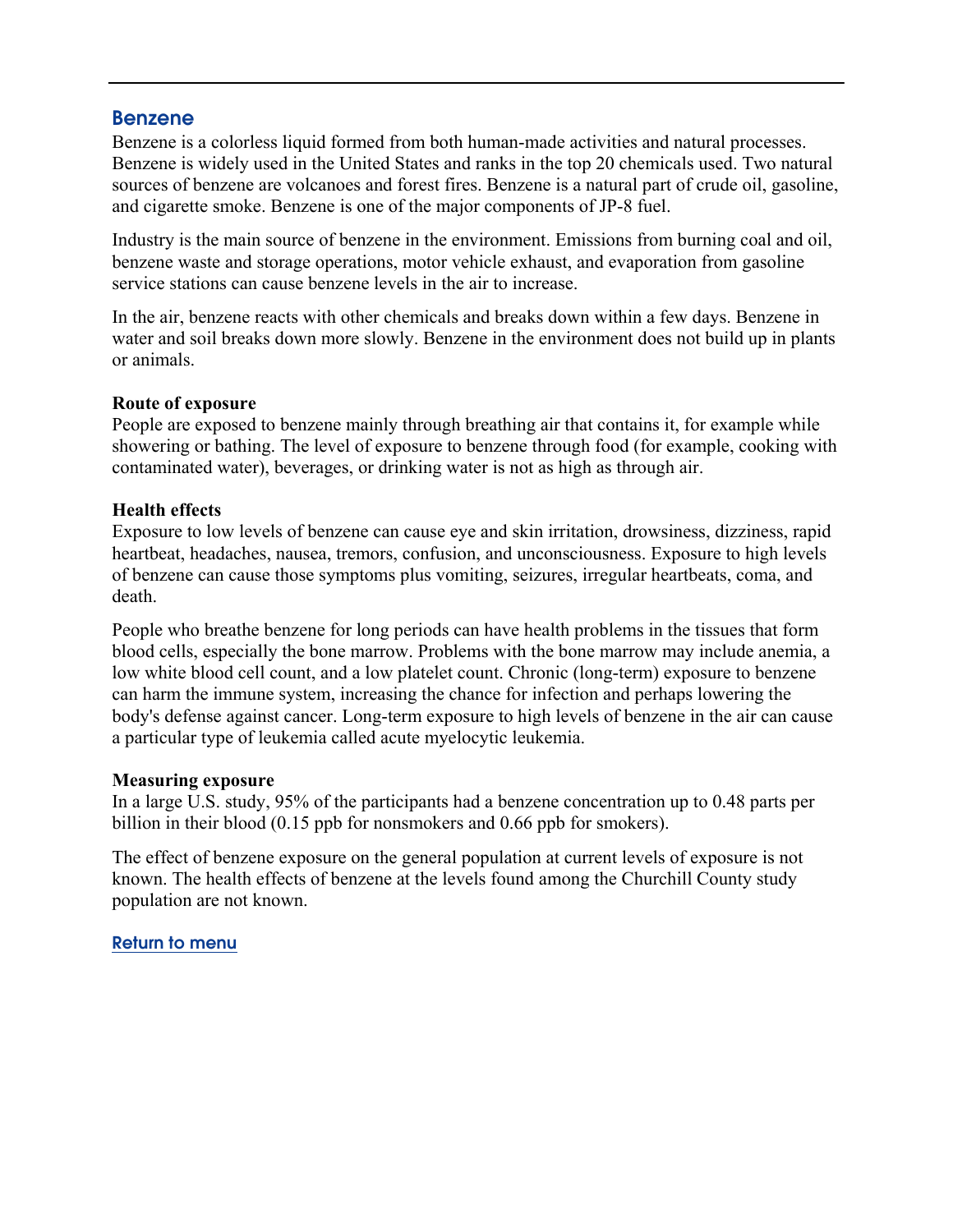## Benzene

Benzene is a colorless liquid formed from both human-made activities and natural processes. Benzene is widely used in the United States and ranks in the top 20 chemicals used. Two natural sources of benzene are volcanoes and forest fires. Benzene is a natural part of crude oil, gasoline, and cigarette smoke. Benzene is one of the major components of JP-8 fuel.

Industry is the main source of benzene in the environment. Emissions from burning coal and oil, benzene waste and storage operations, motor vehicle exhaust, and evaporation from gasoline service stations can cause benzene levels in the air to increase.

In the air, benzene reacts with other chemicals and breaks down within a few days. Benzene in water and soil breaks down more slowly. Benzene in the environment does not build up in plants or animals.

**Route of exposure**

People are exposed to benzene mainly through breathing air that contains it, for example while showering or bathing. The level of exposure to benzene through food (for example, cooking with contaminated water), beverages, or drinking water is not as high as through air.

**Health effects**

Exposure to low levels of benzene can cause eye and skin irritation, drowsiness, dizziness, rapid heartbeat, headaches, nausea, tremors, confusion, and unconsciousness. Exposure to high levels of benzene can cause those symptoms plus vomiting, seizures, irregular heartbeats, coma, and death.

People who breathe benzene for long periods can have health problems in the tissues that form blood cells, especially the bone marrow. Problems with the bone marrow may include anemia, a low white blood cell count, and a low platelet count. Chronic (long-term) exposure to benzene can harm the immune system, increasing the chance for infection and perhaps lowering the body's defense against cancer. Long-term exposure to high levels of benzene in the air can cause a particular type of leukemia called acute myelocytic leukemia.

**Measuring exposure**

In a large U.S. study, 95% of the participants had a benzene concentration up to 0.48 parts per billion in their blood (0.15 ppb for nonsmokers and 0.66 ppb for smokers).

The effect of benzene exposure on the general population at current levels of exposure is not known. The health effects of benzene at the levels found among the Churchill County study population are not known.

Return to menu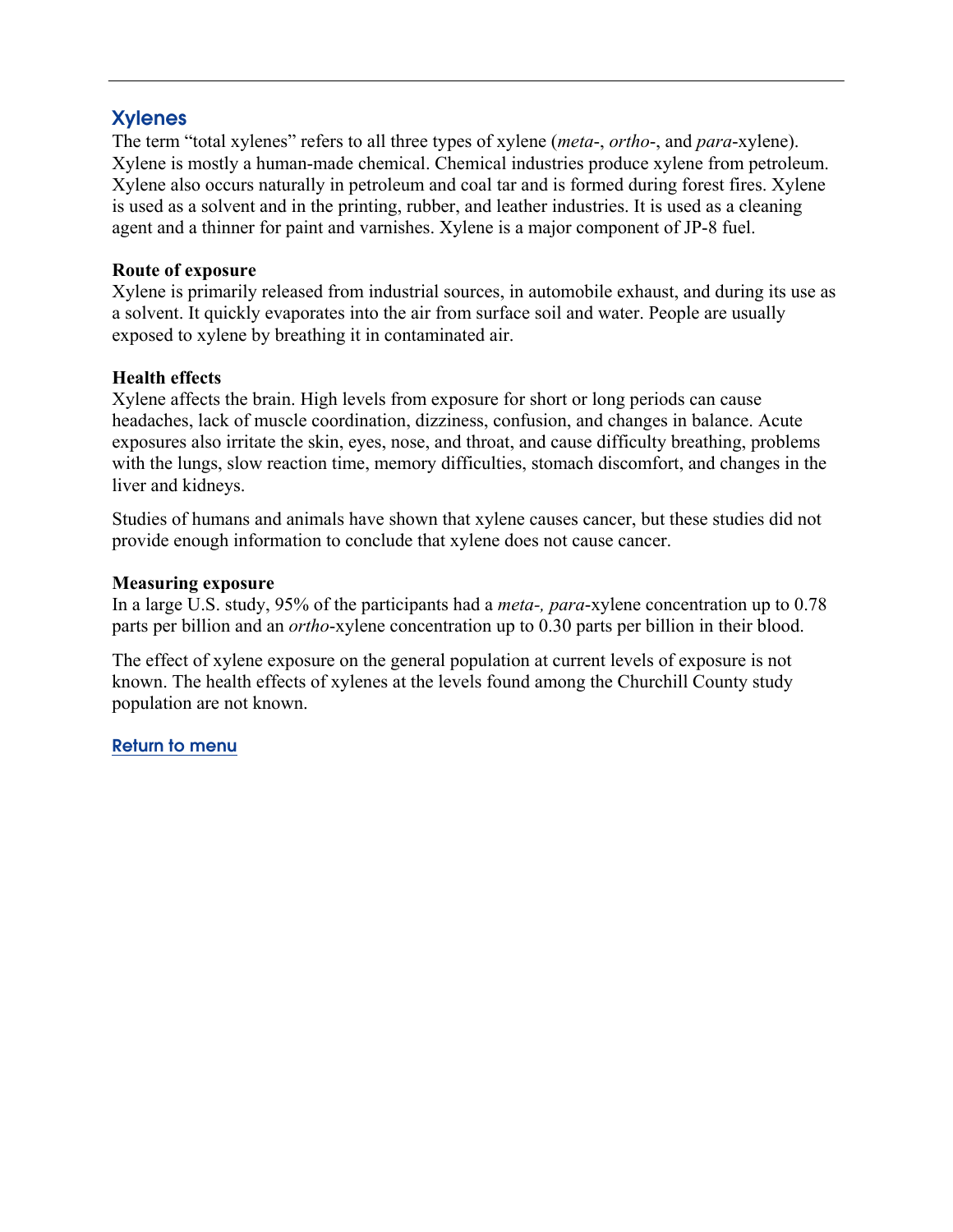## Xylenes

The term "total xylenes" refers to all three types of xylene (*meta*-, *ortho*-, and *para*-xylene). Xylene is mostly a human-made chemical. Chemical industries produce xylene from petroleum. Xylene also occurs naturally in petroleum and coal tar and is formed during forest fires. Xylene is used as a solvent and in the printing, rubber, and leather industries. It is used as a cleaning agent and a thinner for paint and varnishes. Xylene is a major component of JP-8 fuel.

**Route of exposure**

Xylene is primarily released from industrial sources, in automobile exhaust, and during its use as a solvent. It quickly evaporates into the air from surface soil and water. People are usually exposed to xylene by breathing it in contaminated air.

**Health effects**

Xylene affects the brain. High levels from exposure for short or long periods can cause headaches, lack of muscle coordination, dizziness, confusion, and changes in balance. Acute exposures also irritate the skin, eyes, nose, and throat, and cause difficulty breathing, problems with the lungs, slow reaction time, memory difficulties, stomach discomfort, and changes in the liver and kidneys.

Studies of humans and animals have shown that xylene causes cancer, but these studies did not provide enough information to conclude that xylene does not cause cancer.

**Measuring exposure**

In a large U.S. study, 95% of the participants had a *meta-, para*-xylene concentration up to 0.78 parts per billion and an *ortho*-xylene concentration up to 0.30 parts per billion in their blood.

The effect of xylene exposure on the general population at current levels of exposure is not known. The health effects of xylenes at the levels found among the Churchill County study population are not known.

Return to menu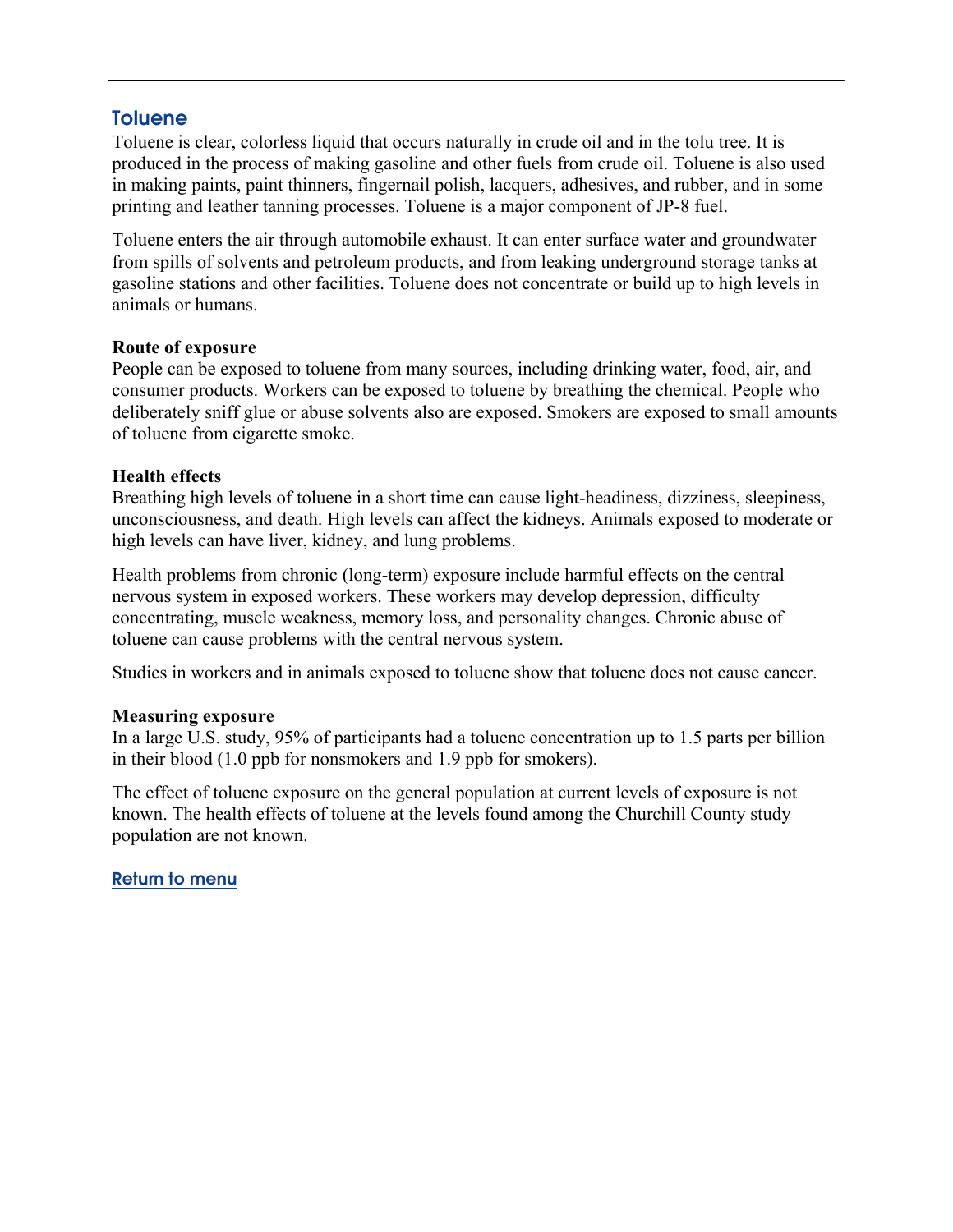## Toluene

Toluene is clear, colorless liquid that occurs naturally in crude oil and in the tolu tree. It is produced in the process of making gasoline and other fuels from crude oil. Toluene is also used in making paints, paint thinners, fingernail polish, lacquers, adhesives, and rubber, and in some printing and leather tanning processes. Toluene is a major component of JP-8 fuel.

Toluene enters the air through automobile exhaust. It can enter surface water and groundwater from spills of solvents and petroleum products, and from leaking underground storage tanks at gasoline stations and other facilities. Toluene does not concentrate or build up to high levels in animals or humans.

### Route of exposure

People can be exposed to toluene from many sources, including drinking water, food, air, and consumer products. Workers can be exposed to toluene by breathing the chemical. People who deliberately sniff glue or abuse solvents also are exposed. Smokers are exposed to small amounts of toluene from cigarette smoke.

### Health effects

Breathing high levels of toluene in a short time can cause light-headiness, dizziness, sleepiness, unconsciousness, and death. High levels can affect the kidneys. Animals exposed to moderate or high levels can have liver, kidney, and lung problems.

Health problems from chronic (long-term) exposure include harmful effects on the central nervous system in exposed workers. These workers may develop depression, difficulty concentrating, muscle weakness, memory loss, and personality changes. Chronic abuse of toluene can cause problems with the central nervous system.

Studies in workers and in animals exposed to toluene show that toluene does not cause cancer.

### Measuring exposure

In a large U.S. study, 95% of participants had a toluene concentration up to 1.5 parts per billion in their blood (1.0 ppb for nonsmokers and 1.9 ppb for smokers).

The effect of toluene exposure on the general population at current levels of exposure is not known. The health effects of toluene at the levels found among the Churchill County study population are not known.

Return to menu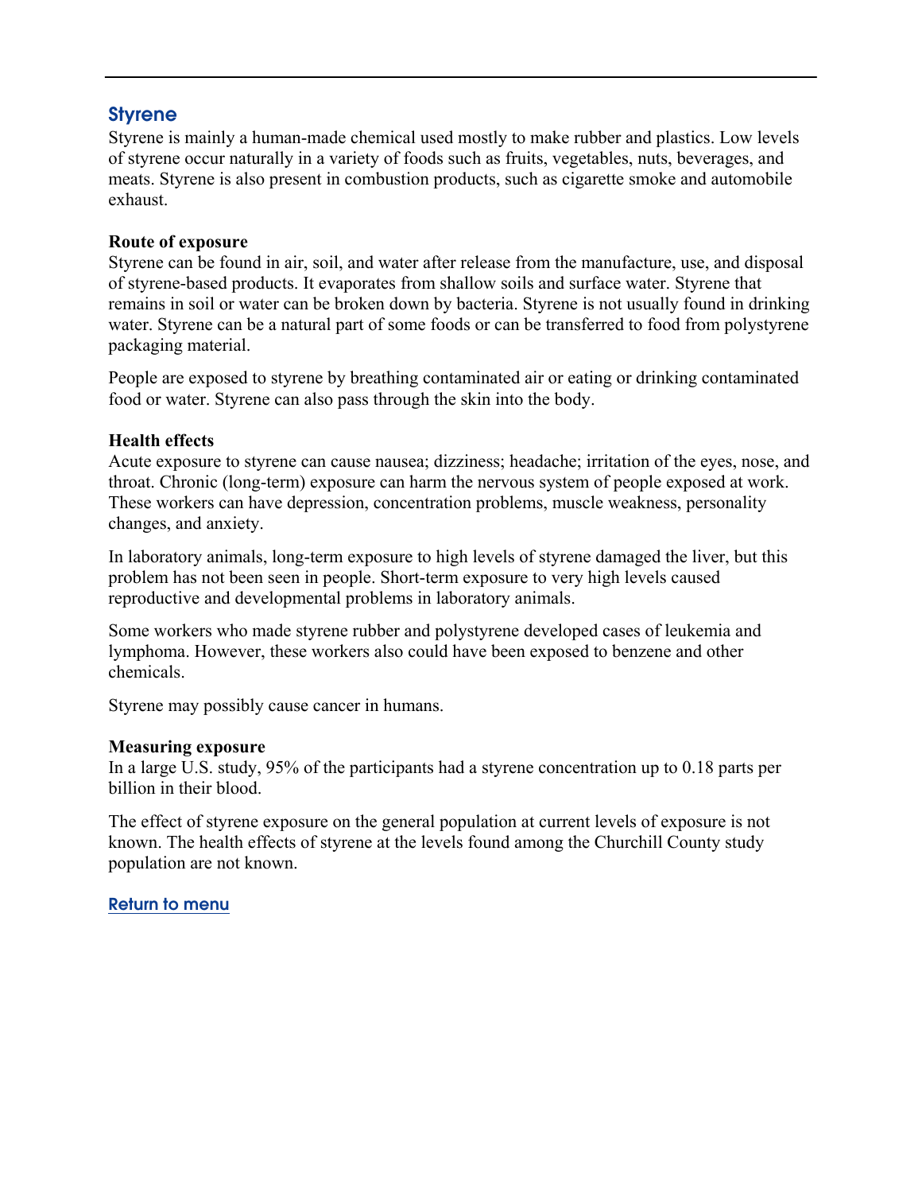## Styrene

Styrene is mainly a human-made chemical used mostly to make rubber and plastics. Low levels of styrene occur naturally in a variety of foods such as fruits, vegetables, nuts, beverages, and meats. Styrene is also present in combustion products, such as cigarette smoke and automobile exhaust.

**Route of exposure**

Styrene can be found in air, soil, and water after release from the manufacture, use, and disposal of styrene-based products. It evaporates from shallow soils and surface water. Styrene that remains in soil or water can be broken down by bacteria. Styrene is not usually found in drinking water. Styrene can be a natural part of some foods or can be transferred to food from polystyrene packaging material.

People are exposed to styrene by breathing contaminated air or eating or drinking contaminated food or water. Styrene can also pass through the skin into the body.

**Health effects**

Acute exposure to styrene can cause nausea; dizziness; headache; irritation of the eyes, nose, and throat. Chronic (long-term) exposure can harm the nervous system of people exposed at work. These workers can have depression, concentration problems, muscle weakness, personality changes, and anxiety.

In laboratory animals, long-term exposure to high levels of styrene damaged the liver, but this problem has not been seen in people. Short-term exposure to very high levels caused reproductive and developmental problems in laboratory animals.

Some workers who made styrene rubber and polystyrene developed cases of leukemia and lymphoma. However, these workers also could have been exposed to benzene and other chemicals.

Styrene may possibly cause cancer in humans.

**Measuring exposure**

In a large U.S. study, 95% of the participants had a styrene concentration up to 0.18 parts per billion in their blood.

The effect of styrene exposure on the general population at current levels of exposure is not known. The health effects of styrene at the levels found among the Churchill County study population are not known.

Return to menu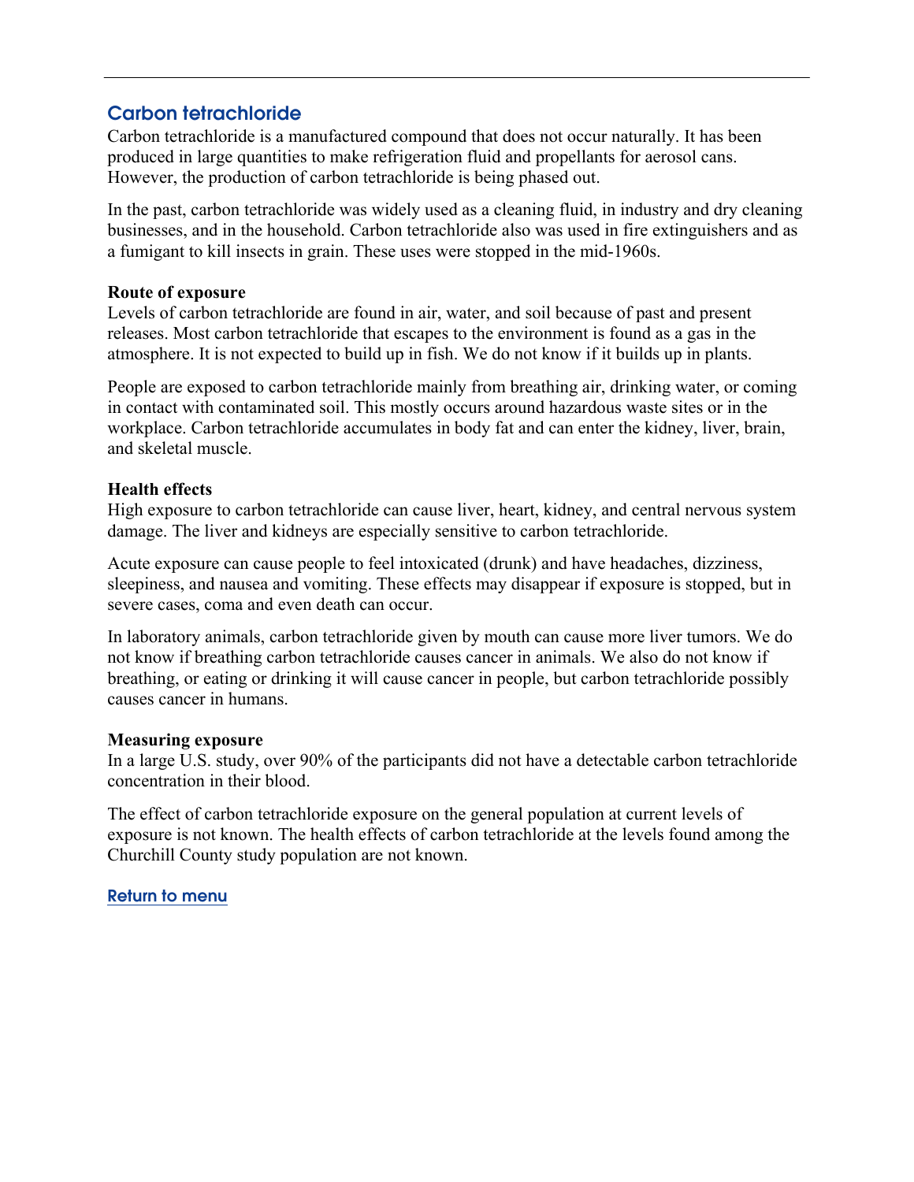## Carbon tetrachloride

Carbon tetrachloride is a manufactured compound that does not occur naturally. It has been produced in large quantities to make refrigeration fluid and propellants for aerosol cans. However, the production of carbon tetrachloride is being phased out.

In the past, carbon tetrachloride was widely used as a cleaning fluid, in industry and dry cleaning businesses, and in the household. Carbon tetrachloride also was used in fire extinguishers and as a fumigant to kill insects in grain. These uses were stopped in the mid-1960s.

**Route of exposure**

Levels of carbon tetrachloride are found in air, water, and soil because of past and present releases. Most carbon tetrachloride that escapes to the environment is found as a gas in the atmosphere. It is not expected to build up in fish. We do not know if it builds up in plants.

People are exposed to carbon tetrachloride mainly from breathing air, drinking water, or coming in contact with contaminated soil. This mostly occurs around hazardous waste sites or in the workplace. Carbon tetrachloride accumulates in body fat and can enter the kidney, liver, brain, and skeletal muscle.

**Health effects**

High exposure to carbon tetrachloride can cause liver, heart, kidney, and central nervous system damage. The liver and kidneys are especially sensitive to carbon tetrachloride.

Acute exposure can cause people to feel intoxicated (drunk) and have headaches, dizziness, sleepiness, and nausea and vomiting. These effects may disappear if exposure is stopped, but in severe cases, coma and even death can occur.

In laboratory animals, carbon tetrachloride given by mouth can cause more liver tumors. We do not know if breathing carbon tetrachloride causes cancer in animals. We also do not know if breathing, or eating or drinking it will cause cancer in people, but carbon tetrachloride possibly causes cancer in humans.

**Measuring exposure**

In a large U.S. study, over 90% of the participants did not have a detectable carbon tetrachloride concentration in their blood.

The effect of carbon tetrachloride exposure on the general population at current levels of exposure is not known. The health effects of carbon tetrachloride at the levels found among the Churchill County study population are not known.

Return to menu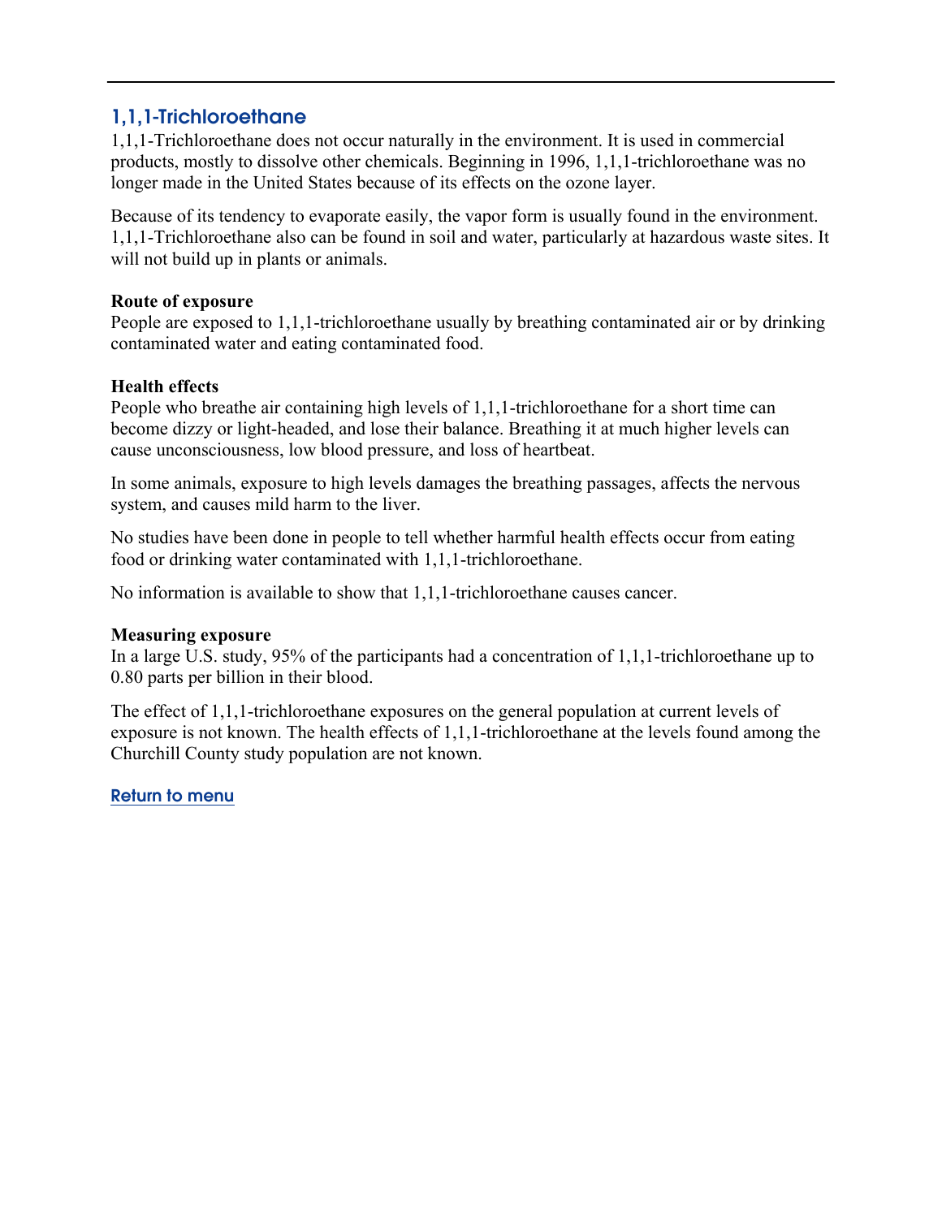## 1,1,1-Trichloroethane

1,1,1-Trichloroethane does not occur naturally in the environment. It is used in commercial products, mostly to dissolve other chemicals. Beginning in 1996, 1,1,1-trichloroethane was no longer made in the United States because of its effects on the ozone layer.

Because of its tendency to evaporate easily, the vapor form is usually found in the environment. 1,1,1-Trichloroethane also can be found in soil and water, particularly at hazardous waste sites. It will not build up in plants or animals.

**Route of exposure**
People are exposed to 1,1,1-trichloroethane usually by breathing contaminated air or by drinking contaminated water and eating contaminated food.

**Health effects**
People who breathe air containing high levels of 1,1,1-trichloroethane for a short time can become dizzy or light-headed, and lose their balance. Breathing it at much higher levels can cause unconsciousness, low blood pressure, and loss of heartbeat.

In some animals, exposure to high levels damages the breathing passages, affects the nervous system, and causes mild harm to the liver.

No studies have been done in people to tell whether harmful health effects occur from eating food or drinking water contaminated with 1,1,1-trichloroethane.

No information is available to show that 1,1,1-trichloroethane causes cancer.

**Measuring exposure**
In a large U.S. study, 95% of the participants had a concentration of 1,1,1-trichloroethane up to 0.80 parts per billion in their blood.

The effect of 1,1,1-trichloroethane exposures on the general population at current levels of exposure is not known. The health effects of 1,1,1-trichloroethane at the levels found among the Churchill County study population are not known.

Return to menu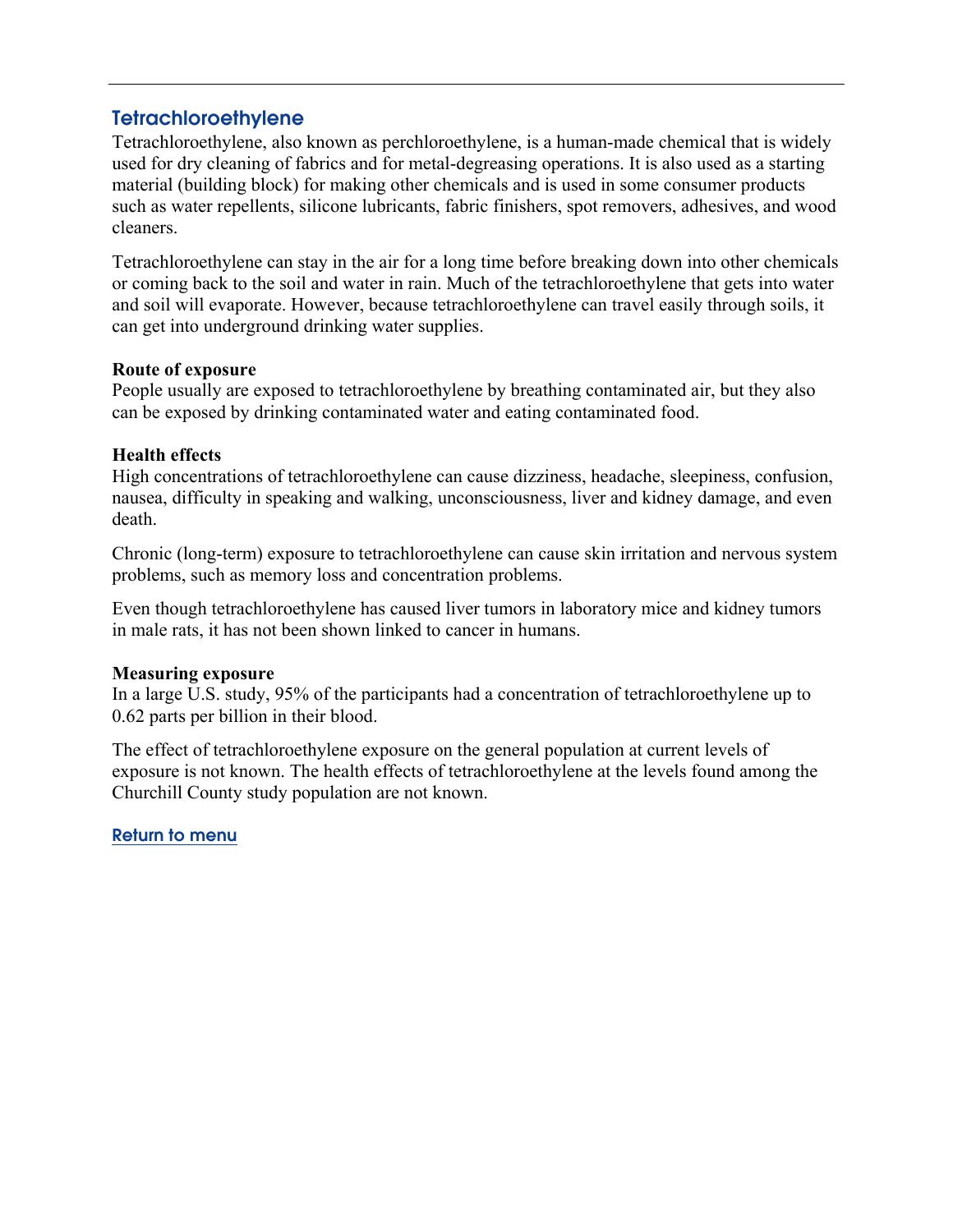## Tetrachloroethylene

Tetrachloroethylene, also known as perchloroethylene, is a human-made chemical that is widely used for dry cleaning of fabrics and for metal-degreasing operations. It is also used as a starting material (building block) for making other chemicals and is used in some consumer products such as water repellents, silicone lubricants, fabric finishers, spot removers, adhesives, and wood cleaners.

Tetrachloroethylene can stay in the air for a long time before breaking down into other chemicals or coming back to the soil and water in rain. Much of the tetrachloroethylene that gets into water and soil will evaporate. However, because tetrachloroethylene can travel easily through soils, it can get into underground drinking water supplies.

**Route of exposure**

People usually are exposed to tetrachloroethylene by breathing contaminated air, but they also can be exposed by drinking contaminated water and eating contaminated food.

**Health effects**

High concentrations of tetrachloroethylene can cause dizziness, headache, sleepiness, confusion, nausea, difficulty in speaking and walking, unconsciousness, liver and kidney damage, and even death.

Chronic (long-term) exposure to tetrachloroethylene can cause skin irritation and nervous system problems, such as memory loss and concentration problems.

Even though tetrachloroethylene has caused liver tumors in laboratory mice and kidney tumors in male rats, it has not been shown linked to cancer in humans.

**Measuring exposure**

In a large U.S. study, 95% of the participants had a concentration of tetrachloroethylene up to 0.62 parts per billion in their blood.

The effect of tetrachloroethylene exposure on the general population at current levels of exposure is not known. The health effects of tetrachloroethylene at the levels found among the Churchill County study population are not known.

Return to menu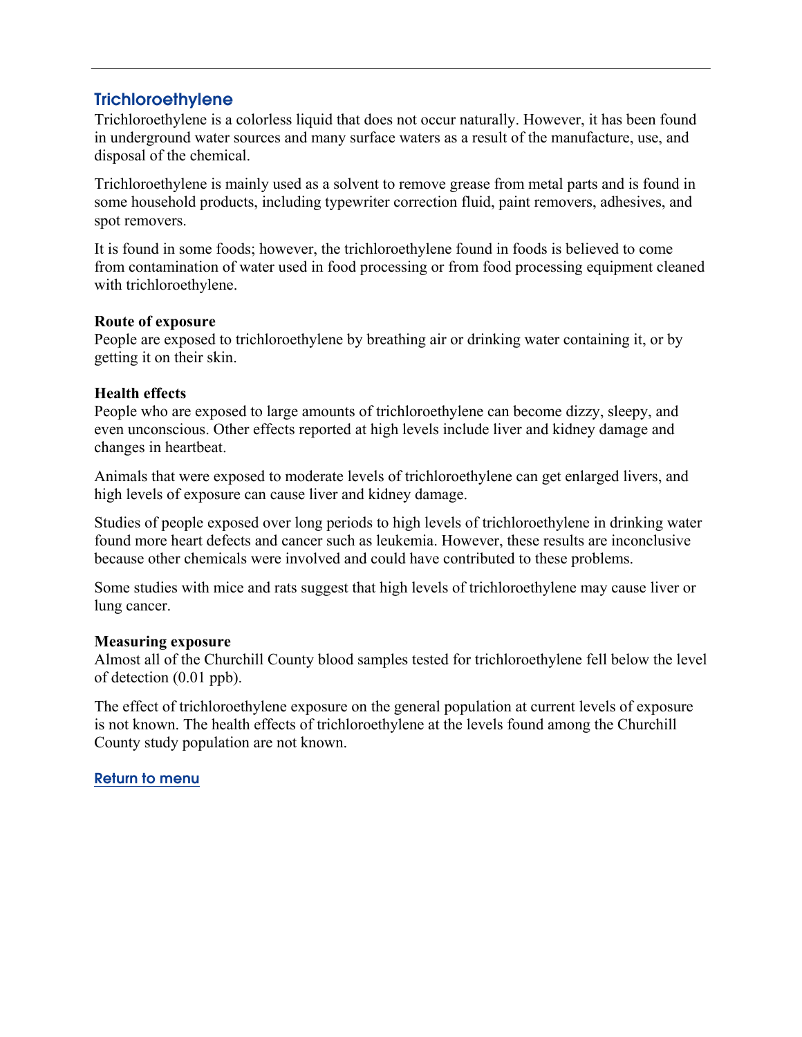## Trichloroethylene

Trichloroethylene is a colorless liquid that does not occur naturally. However, it has been found in underground water sources and many surface waters as a result of the manufacture, use, and disposal of the chemical.

Trichloroethylene is mainly used as a solvent to remove grease from metal parts and is found in some household products, including typewriter correction fluid, paint removers, adhesives, and spot removers.

It is found in some foods; however, the trichloroethylene found in foods is believed to come from contamination of water used in food processing or from food processing equipment cleaned with trichloroethylene.

**Route of exposure**

People are exposed to trichloroethylene by breathing air or drinking water containing it, or by getting it on their skin.

**Health effects**

People who are exposed to large amounts of trichloroethylene can become dizzy, sleepy, and even unconscious. Other effects reported at high levels include liver and kidney damage and changes in heartbeat.

Animals that were exposed to moderate levels of trichloroethylene can get enlarged livers, and high levels of exposure can cause liver and kidney damage.

Studies of people exposed over long periods to high levels of trichloroethylene in drinking water found more heart defects and cancer such as leukemia. However, these results are inconclusive because other chemicals were involved and could have contributed to these problems.

Some studies with mice and rats suggest that high levels of trichloroethylene may cause liver or lung cancer.

**Measuring exposure**

Almost all of the Churchill County blood samples tested for trichloroethylene fell below the level of detection (0.01 ppb).

The effect of trichloroethylene exposure on the general population at current levels of exposure is not known. The health effects of trichloroethylene at the levels found among the Churchill County study population are not known.

Return to menu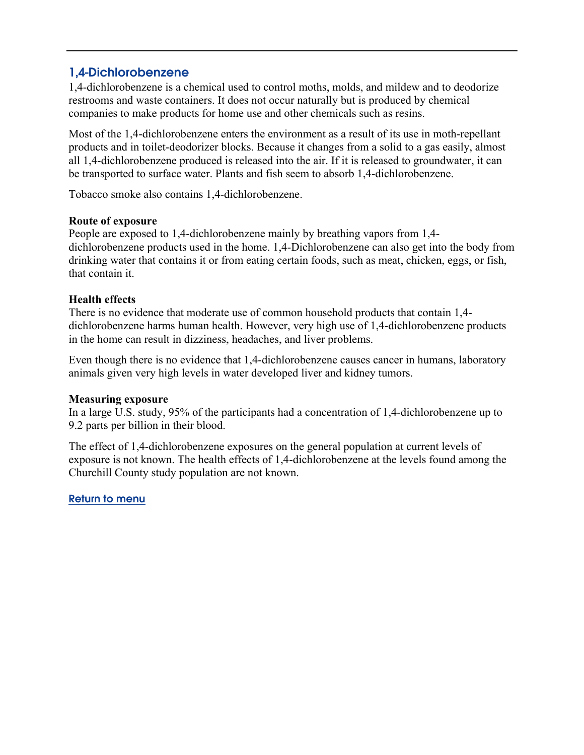## 1,4-Dichlorobenzene

1,4-dichlorobenzene is a chemical used to control moths, molds, and mildew and to deodorize restrooms and waste containers. It does not occur naturally but is produced by chemical companies to make products for home use and other chemicals such as resins.

Most of the 1,4-dichlorobenzene enters the environment as a result of its use in moth-repellant products and in toilet-deodorizer blocks. Because it changes from a solid to a gas easily, almost all 1,4-dichlorobenzene produced is released into the air. If it is released to groundwater, it can be transported to surface water. Plants and fish seem to absorb 1,4-dichlorobenzene.

Tobacco smoke also contains 1,4-dichlorobenzene.

**Route of exposure**

People are exposed to 1,4-dichlorobenzene mainly by breathing vapors from 1,4-dichlorobenzene products used in the home. 1,4-Dichlorobenzene can also get into the body from drinking water that contains it or from eating certain foods, such as meat, chicken, eggs, or fish, that contain it.

**Health effects**

There is no evidence that moderate use of common household products that contain 1,4-dichlorobenzene harms human health. However, very high use of 1,4-dichlorobenzene products in the home can result in dizziness, headaches, and liver problems.

Even though there is no evidence that 1,4-dichlorobenzene causes cancer in humans, laboratory animals given very high levels in water developed liver and kidney tumors.

**Measuring exposure**

In a large U.S. study, 95% of the participants had a concentration of 1,4-dichlorobenzene up to 9.2 parts per billion in their blood.

The effect of 1,4-dichlorobenzene exposures on the general population at current levels of exposure is not known. The health effects of 1,4-dichlorobenzene at the levels found among the Churchill County study population are not known.

Return to menu